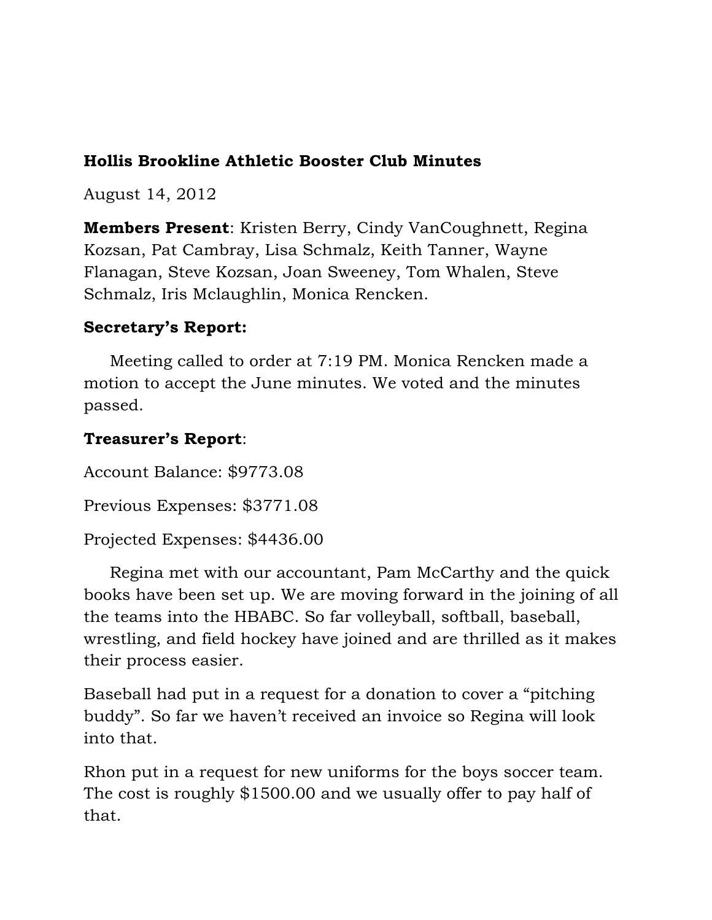**Hollis Brookline Athletic Booster Club Minutes**

August 14, 2012

**Members Present**: Kristen Berry, Cindy VanCoughnett, Regina Kozsan, Pat Cambray, Lisa Schmalz, Keith Tanner, Wayne Flanagan, Steve Kozsan, Joan Sweeney, Tom Whalen, Steve Schmalz, Iris Mclaughlin, Monica Rencken.

**Secretary's Report:**

Meeting called to order at 7:19 PM. Monica Rencken made a motion to accept the June minutes. We voted and the minutes passed.

**Treasurer's Report**:

Account Balance: $9773.08

Previous Expenses: $3771.08

Projected Expenses: $4436.00

Regina met with our accountant, Pam McCarthy and the quick books have been set up. We are moving forward in the joining of all the teams into the HBABC. So far volleyball, softball, baseball, wrestling, and field hockey have joined and are thrilled as it makes their process easier.

Baseball had put in a request for a donation to cover a "pitching buddy". So far we haven't received an invoice so Regina will look into that.

Rhon put in a request for new uniforms for the boys soccer team. The cost is roughly $1500.00 and we usually offer to pay half of that.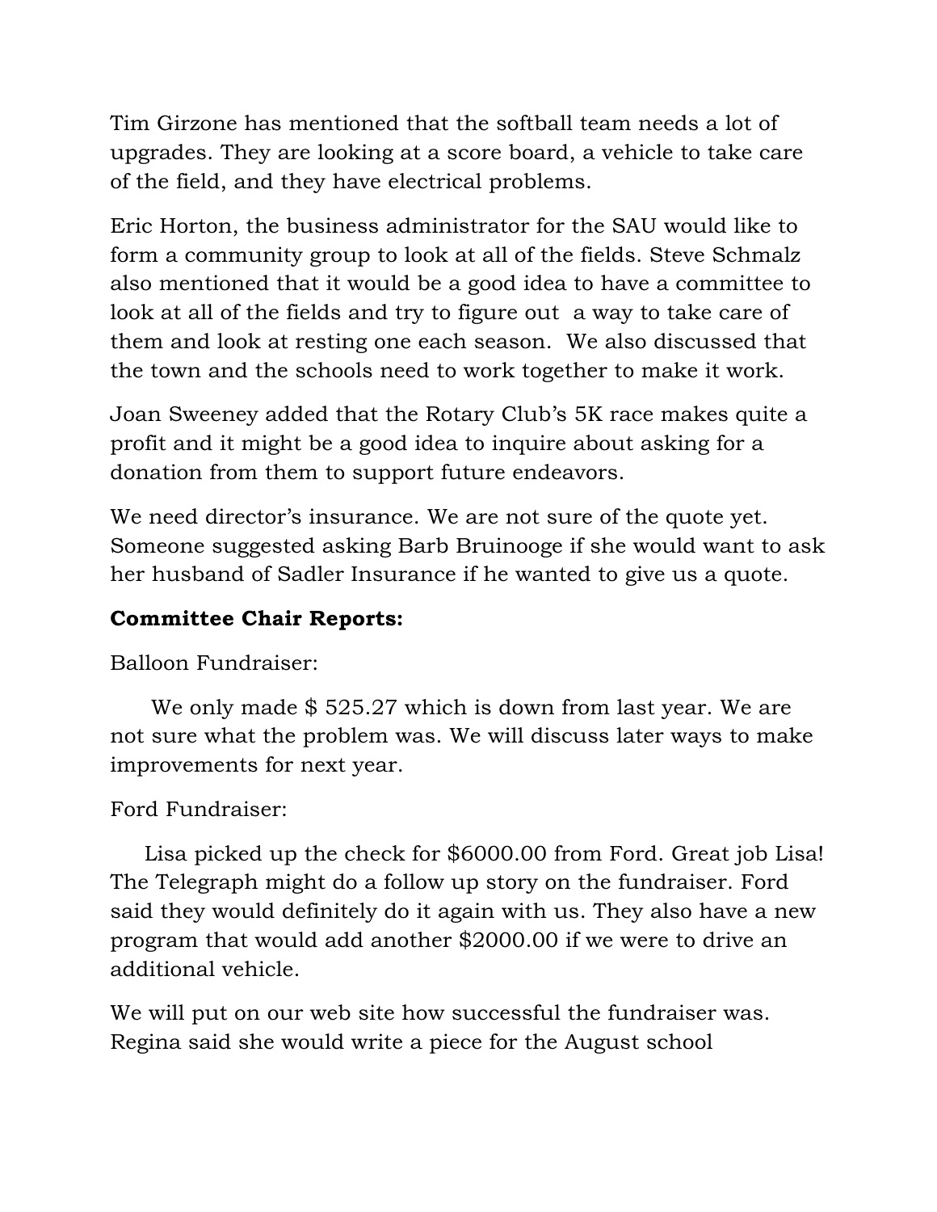Tim Girzone has mentioned that the softball team needs a lot of upgrades. They are looking at a score board, a vehicle to take care of the field, and they have electrical problems.

Eric Horton, the business administrator for the SAU would like to form a community group to look at all of the fields. Steve Schmalz also mentioned that it would be a good idea to have a committee to look at all of the fields and try to figure out a way to take care of them and look at resting one each season. We also discussed that the town and the schools need to work together to make it work.

Joan Sweeney added that the Rotary Club's 5K race makes quite a profit and it might be a good idea to inquire about asking for a donation from them to support future endeavors.

We need director's insurance. We are not sure of the quote yet. Someone suggested asking Barb Bruinooge if she would want to ask her husband of Sadler Insurance if he wanted to give us a quote.

**Committee Chair Reports:**

Balloon Fundraiser:

We only made $ 525.27 which is down from last year. We are not sure what the problem was. We will discuss later ways to make improvements for next year.

Ford Fundraiser:

Lisa picked up the check for $6000.00 from Ford. Great job Lisa! The Telegraph might do a follow up story on the fundraiser. Ford said they would definitely do it again with us. They also have a new program that would add another $2000.00 if we were to drive an additional vehicle.

We will put on our web site how successful the fundraiser was. Regina said she would write a piece for the August school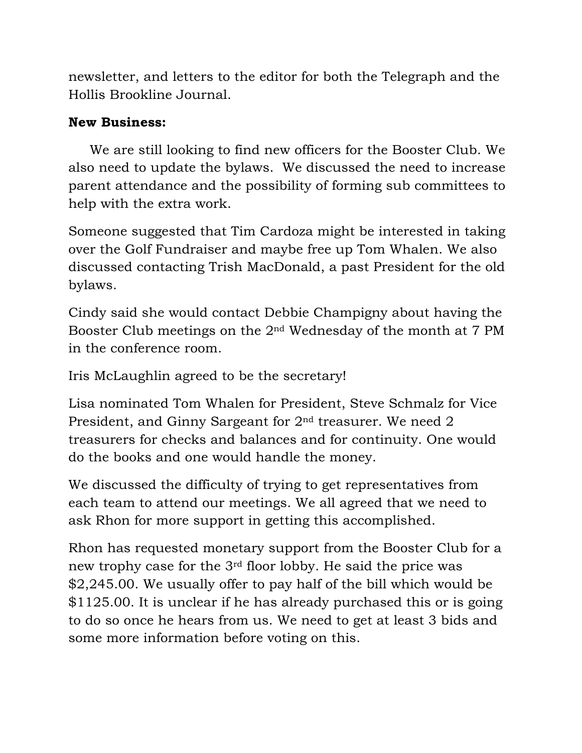newsletter, and letters to the editor for both the Telegraph and the Hollis Brookline Journal.

**New Business:**

We are still looking to find new officers for the Booster Club. We also need to update the bylaws. We discussed the need to increase parent attendance and the possibility of forming sub committees to help with the extra work.

Someone suggested that Tim Cardoza might be interested in taking over the Golf Fundraiser and maybe free up Tom Whalen. We also discussed contacting Trish MacDonald, a past President for the old bylaws.

Cindy said she would contact Debbie Champigny about having the Booster Club meetings on the 2nd Wednesday of the month at 7 PM in the conference room.

Iris McLaughlin agreed to be the secretary!

Lisa nominated Tom Whalen for President, Steve Schmalz for Vice President, and Ginny Sargeant for 2nd treasurer. We need 2 treasurers for checks and balances and for continuity. One would do the books and one would handle the money.

We discussed the difficulty of trying to get representatives from each team to attend our meetings. We all agreed that we need to ask Rhon for more support in getting this accomplished.

Rhon has requested monetary support from the Booster Club for a new trophy case for the 3rd floor lobby. He said the price was $2,245.00. We usually offer to pay half of the bill which would be $1125.00. It is unclear if he has already purchased this or is going to do so once he hears from us. We need to get at least 3 bids and some more information before voting on this.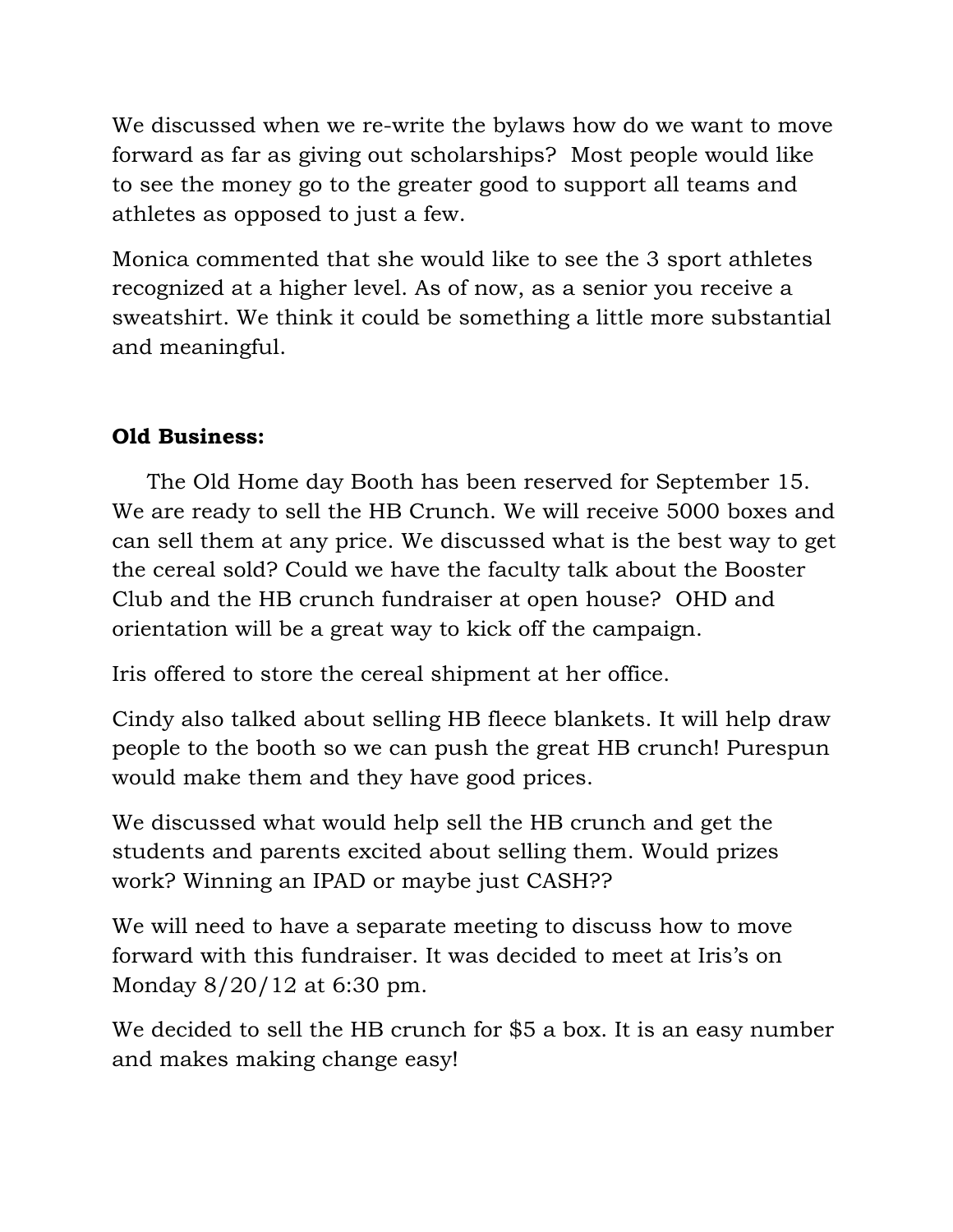We discussed when we re-write the bylaws how do we want to move forward as far as giving out scholarships? Most people would like to see the money go to the greater good to support all teams and athletes as opposed to just a few.

Monica commented that she would like to see the 3 sport athletes recognized at a higher level. As of now, as a senior you receive a sweatshirt. We think it could be something a little more substantial and meaningful.

**Old Business:**

The Old Home day Booth has been reserved for September 15. We are ready to sell the HB Crunch. We will receive 5000 boxes and can sell them at any price. We discussed what is the best way to get the cereal sold? Could we have the faculty talk about the Booster Club and the HB crunch fundraiser at open house? OHD and orientation will be a great way to kick off the campaign.

Iris offered to store the cereal shipment at her office.

Cindy also talked about selling HB fleece blankets. It will help draw people to the booth so we can push the great HB crunch! Purespun would make them and they have good prices.

We discussed what would help sell the HB crunch and get the students and parents excited about selling them. Would prizes work? Winning an IPAD or maybe just CASH??

We will need to have a separate meeting to discuss how to move forward with this fundraiser. It was decided to meet at Iris's on Monday 8/20/12 at 6:30 pm.

We decided to sell the HB crunch for $5 a box. It is an easy number and makes making change easy!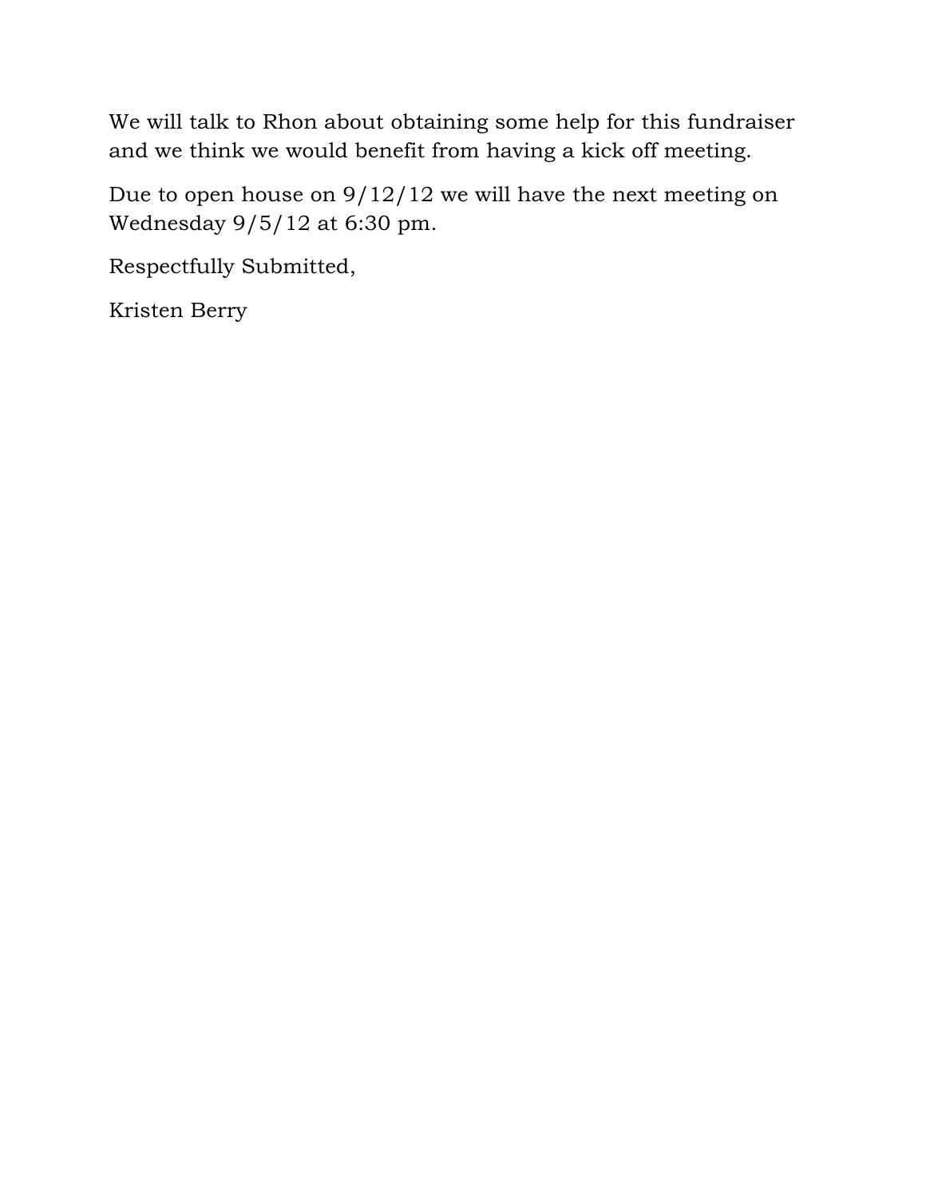We will talk to Rhon about obtaining some help for this fundraiser and we think we would benefit from having a kick off meeting.

Due to open house on 9/12/12 we will have the next meeting on Wednesday 9/5/12 at 6:30 pm.

Respectfully Submitted,

Kristen Berry